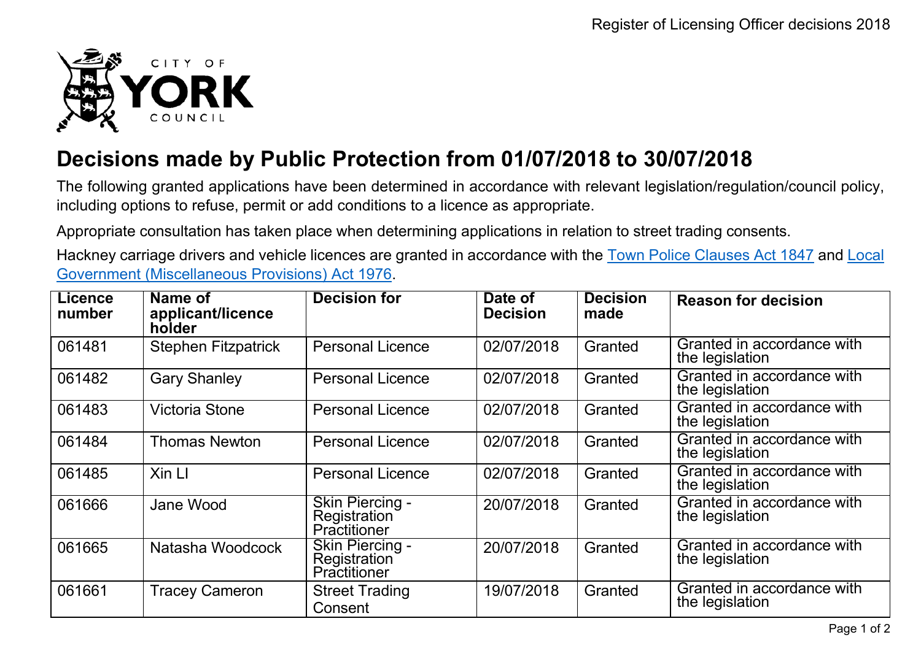# Decisions made by Public Protection from 01/07/2018 to 30/07/2018

The following granted applications have been determined in accordance with relevant legislation/regulation/council policy, including options to refuse, permit or add conditions to a licence as appropriate.

Appropriate consultation has taken place when determining applications in relation to street trading consents.

Hackney carriage drivers and vehicle licences are granted in accordance with the [Town Police Clauses Act 1847]() and [Local Government (Miscellaneous Provisions) Act 1976]().

| Licence number | Name of applicant/licence holder | Decision for | Date of Decision | Decision made | Reason for decision |
|---|---|---|---|---|---|
| 061481 | Stephen Fitzpatrick | Personal Licence | 02/07/2018 | Granted | Granted in accordance with the legislation |
| 061482 | Gary Shanley | Personal Licence | 02/07/2018 | Granted | Granted in accordance with the legislation |
| 061483 | Victoria Stone | Personal Licence | 02/07/2018 | Granted | Granted in accordance with the legislation |
| 061484 | Thomas Newton | Personal Licence | 02/07/2018 | Granted | Granted in accordance with the legislation |
| 061485 | Xin LI | Personal Licence | 02/07/2018 | Granted | Granted in accordance with the legislation |
| 061666 | Jane Wood | Skin Piercing - Registration Practitioner | 20/07/2018 | Granted | Granted in accordance with the legislation |
| 061665 | Natasha Woodcock | Skin Piercing - Registration Practitioner | 20/07/2018 | Granted | Granted in accordance with the legislation |
| 061661 | Tracey Cameron | Street Trading Consent | 19/07/2018 | Granted | Granted in accordance with the legislation |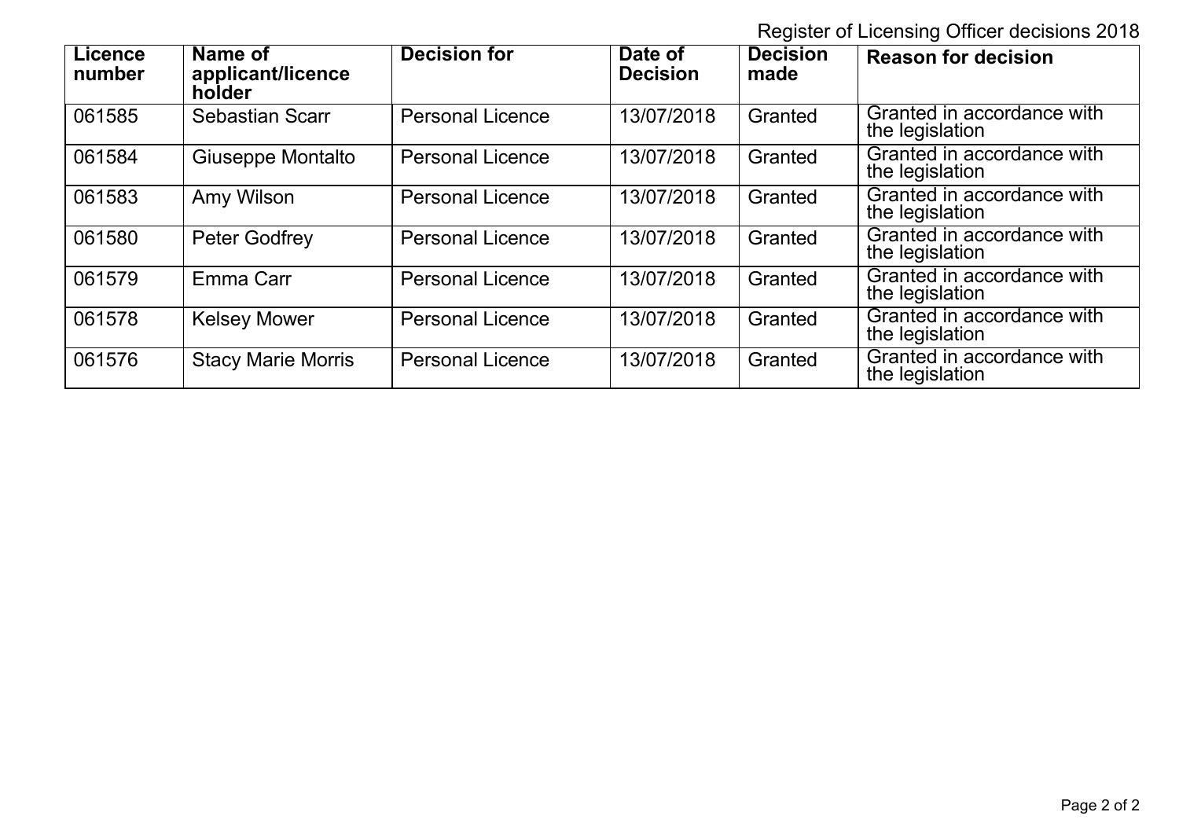| Licence number | Name of applicant/licence holder | Decision for | Date of Decision | Decision made | Reason for decision |
|---|---|---|---|---|---|
| 061585 | Sebastian Scarr | Personal Licence | 13/07/2018 | Granted | Granted in accordance with the legislation |
| 061584 | Giuseppe Montalto | Personal Licence | 13/07/2018 | Granted | Granted in accordance with the legislation |
| 061583 | Amy Wilson | Personal Licence | 13/07/2018 | Granted | Granted in accordance with the legislation |
| 061580 | Peter Godfrey | Personal Licence | 13/07/2018 | Granted | Granted in accordance with the legislation |
| 061579 | Emma Carr | Personal Licence | 13/07/2018 | Granted | Granted in accordance with the legislation |
| 061578 | Kelsey Mower | Personal Licence | 13/07/2018 | Granted | Granted in accordance with the legislation |
| 061576 | Stacy Marie Morris | Personal Licence | 13/07/2018 | Granted | Granted in accordance with the legislation |